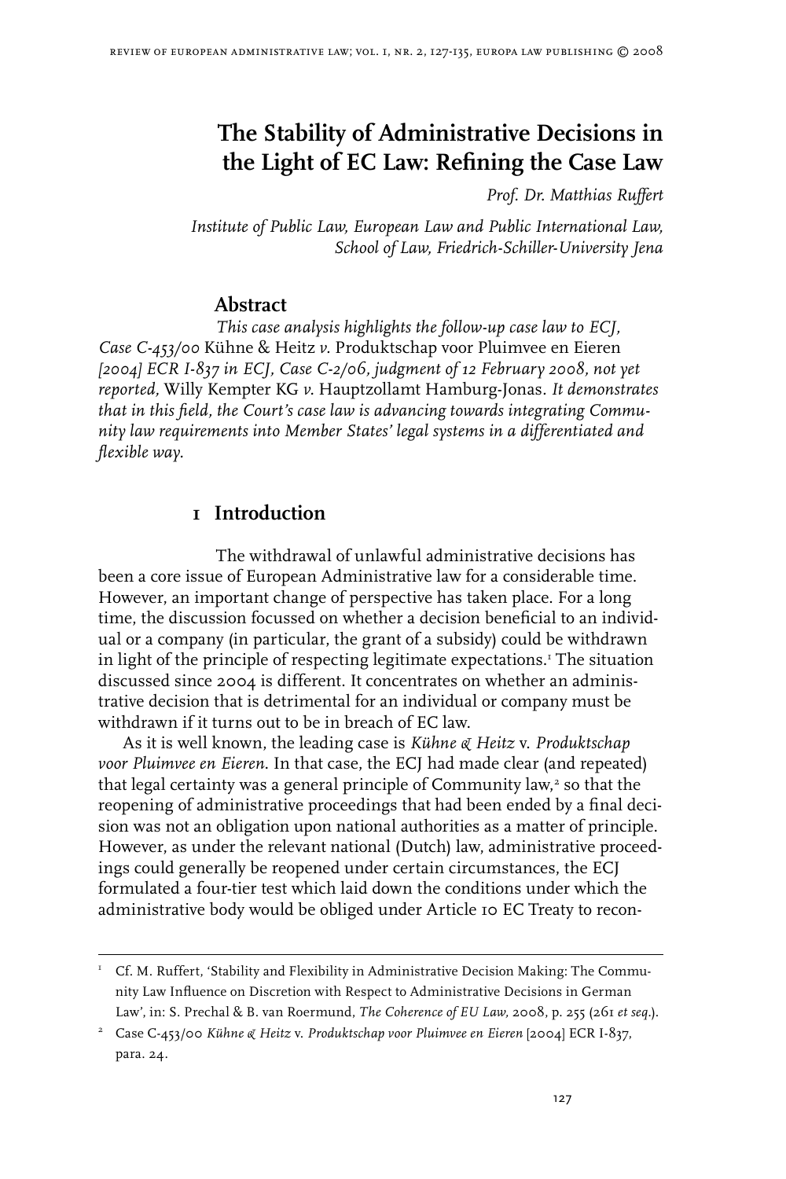# The Stability of Administrative Decisions in the Light of EC Law: Refining the Case Law

*Prof. Dr. Matthias Ruffert*

*Institute of Public Law, European Law and Public International Law, School of Law, Friedrich-Schiller-University Jena*

## Abstract

*This case analysis highlights the follow-up case law to ECJ, Case C-453/00* Kühne & Heitz *v.* Produktschap voor Pluimvee en Eieren *[2004] ECR I-837 in ECJ, Case C-2/06, judgment of 12 February 2008, not yet reported,* Willy Kempter KG *v.* Hauptzollamt Hamburg-Jonas. *It demonstrates that in this field, the Court's case law is advancing towards integrating Community law requirements into Member States' legal systems in a differentiated and flexible way.*

## 1 Introduction

The withdrawal of unlawful administrative decisions has been a core issue of European Administrative law for a considerable time. However, an important change of perspective has taken place. For a long time, the discussion focussed on whether a decision beneficial to an individual or a company (in particular, the grant of a subsidy) could be withdrawn in light of the principle of respecting legitimate expectations.[1] The situation discussed since 2004 is different. It concentrates on whether an administrative decision that is detrimental for an individual or company must be withdrawn if it turns out to be in breach of EC law.

As it is well known, the leading case is *Kühne & Heitz* v. *Produktschap voor Pluimvee en Eieren*. In that case, the ECJ had made clear (and repeated) that legal certainty was a general principle of Community law,[2] so that the reopening of administrative proceedings that had been ended by a final decision was not an obligation upon national authorities as a matter of principle. However, as under the relevant national (Dutch) law, administrative proceedings could generally be reopened under certain circumstances, the ECJ formulated a four-tier test which laid down the conditions under which the administrative body would be obliged under Article 10 EC Treaty to recon-

---

[1] Cf. M. Ruffert, 'Stability and Flexibility in Administrative Decision Making: The Community Law Influence on Discretion with Respect to Administrative Decisions in German Law', in: S. Prechal & B. van Roermund, *The Coherence of EU Law,* 2008, p. 255 (261 *et seq.*).

[2] Case C-453/00 *Kühne & Heitz* v. *Produktschap voor Pluimvee en Eieren* [2004] ECR I-837, para. 24.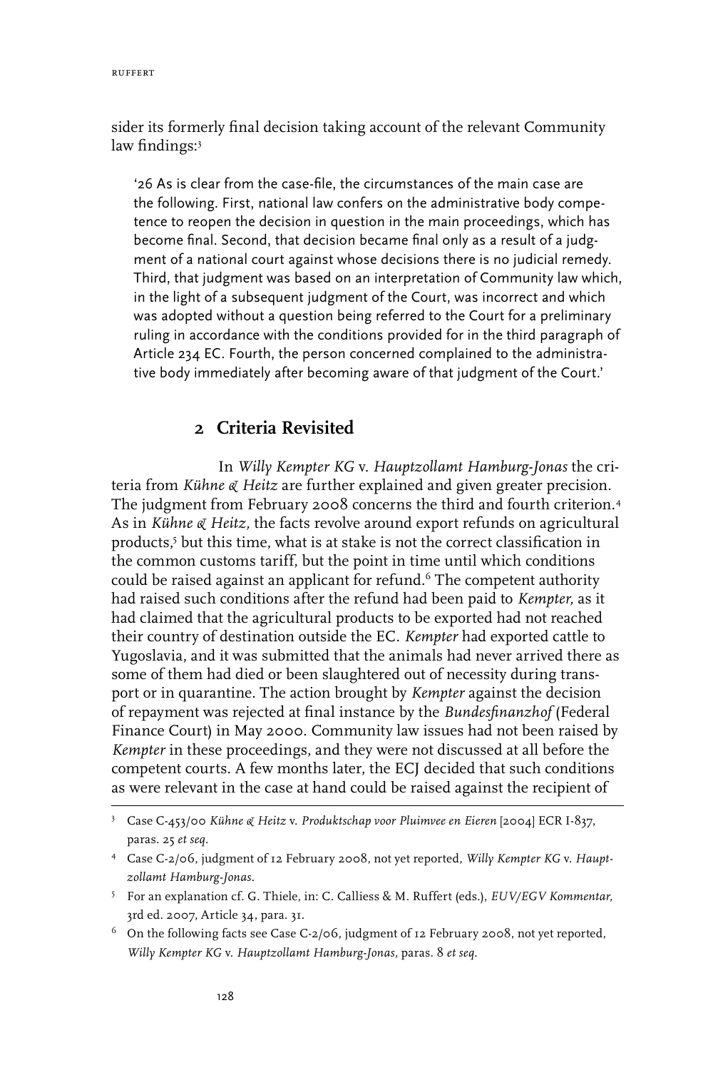sider its formerly final decision taking account of the relevant Community law findings:[3]

> '26 As is clear from the case-file, the circumstances of the main case are the following. First, national law confers on the administrative body competence to reopen the decision in question in the main proceedings, which has become final. Second, that decision became final only as a result of a judgment of a national court against whose decisions there is no judicial remedy. Third, that judgment was based on an interpretation of Community law which, in the light of a subsequent judgment of the Court, was incorrect and which was adopted without a question being referred to the Court for a preliminary ruling in accordance with the conditions provided for in the third paragraph of Article 234 EC. Fourth, the person concerned complained to the administrative body immediately after becoming aware of that judgment of the Court.'

## 2 Criteria Revisited

In *Willy Kempter KG* v. *Hauptzollamt Hamburg-Jonas* the criteria from *Kühne & Heitz* are further explained and given greater precision. The judgment from February 2008 concerns the third and fourth criterion.[4] As in *Kühne & Heitz,* the facts revolve around export refunds on agricultural products,[5] but this time, what is at stake is not the correct classification in the common customs tariff, but the point in time until which conditions could be raised against an applicant for refund.[6] The competent authority had raised such conditions after the refund had been paid to *Kempter,* as it had claimed that the agricultural products to be exported had not reached their country of destination outside the EC. *Kempter* had exported cattle to Yugoslavia, and it was submitted that the animals had never arrived there as some of them had died or been slaughtered out of necessity during transport or in quarantine. The action brought by *Kempter* against the decision of repayment was rejected at final instance by the *Bundesfinanzhof* (Federal Finance Court) in May 2000. Community law issues had not been raised by *Kempter* in these proceedings, and they were not discussed at all before the competent courts. A few months later, the ECJ decided that such conditions as were relevant in the case at hand could be raised against the recipient of

---

[3] Case C-453/00 *Kühne & Heitz* v. *Produktschap voor Pluimvee en Eieren* [2004] ECR I-837, paras. 25 *et seq.*

[4] Case C-2/06, judgment of 12 February 2008, not yet reported, *Willy Kempter KG* v. *Hauptzollamt Hamburg-Jonas*.

[5] For an explanation cf. G. Thiele, in: C. Calliess & M. Ruffert (eds.), *EUV/EGV Kommentar,* 3rd ed. 2007, Article 34, para. 31.

[6] On the following facts see Case C-2/06, judgment of 12 February 2008, not yet reported, *Willy Kempter KG* v. *Hauptzollamt Hamburg-Jonas,* paras. 8 *et seq.*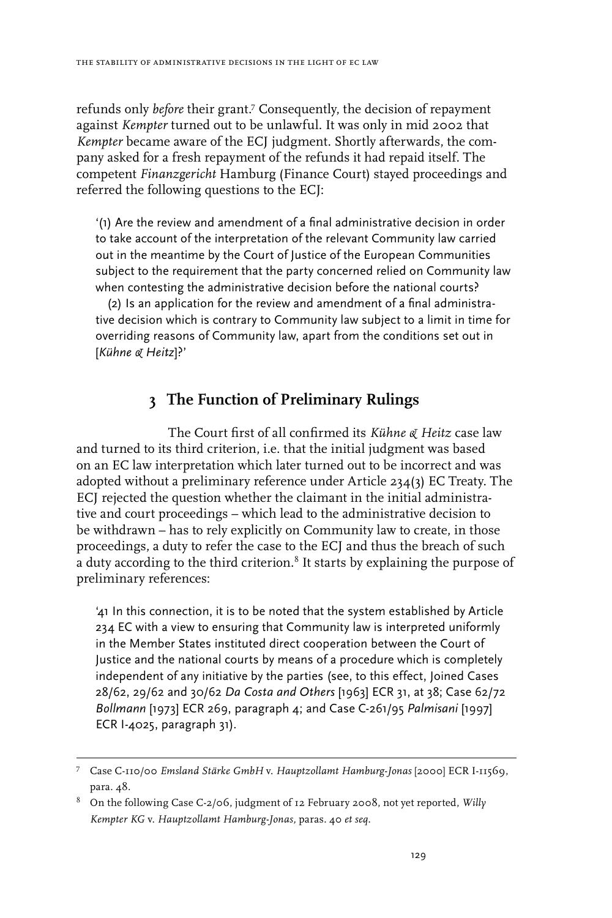refunds only *before* their grant.[7] Consequently, the decision of repayment against *Kempter* turned out to be unlawful. It was only in mid 2002 that *Kempter* became aware of the ECJ judgment. Shortly afterwards, the company asked for a fresh repayment of the refunds it had repaid itself. The competent *Finanzgericht* Hamburg (Finance Court) stayed proceedings and referred the following questions to the ECJ:

> '(1) Are the review and amendment of a final administrative decision in order to take account of the interpretation of the relevant Community law carried out in the meantime by the Court of Justice of the European Communities subject to the requirement that the party concerned relied on Community law when contesting the administrative decision before the national courts?
>
> (2) Is an application for the review and amendment of a final administrative decision which is contrary to Community law subject to a limit in time for overriding reasons of Community law, apart from the conditions set out in [*Kühne & Heitz*]?'

## 3 The Function of Preliminary Rulings

The Court first of all confirmed its *Kühne & Heitz* case law and turned to its third criterion, i.e. that the initial judgment was based on an EC law interpretation which later turned out to be incorrect and was adopted without a preliminary reference under Article 234(3) EC Treaty. The ECJ rejected the question whether the claimant in the initial administrative and court proceedings – which lead to the administrative decision to be withdrawn – has to rely explicitly on Community law to create, in those proceedings, a duty to refer the case to the ECJ and thus the breach of such a duty according to the third criterion.[8] It starts by explaining the purpose of preliminary references:

> '41 In this connection, it is to be noted that the system established by Article 234 EC with a view to ensuring that Community law is interpreted uniformly in the Member States instituted direct cooperation between the Court of Justice and the national courts by means of a procedure which is completely independent of any initiative by the parties (see, to this effect, Joined Cases 28/62, 29/62 and 30/62 *Da Costa and Others* [1963] ECR 31, at 38; Case 62/72 *Bollmann* [1973] ECR 269, paragraph 4; and Case C-261/95 *Palmisani* [1997] ECR I-4025, paragraph 31).

---

[7] Case C-110/00 *Emsland Stärke GmbH* v. *Hauptzollamt Hamburg-Jonas* [2000] ECR I-11569, para. 48.

[8] On the following Case C-2/06, judgment of 12 February 2008, not yet reported, *Willy Kempter KG* v. *Hauptzollamt Hamburg-Jonas*, paras. 40 *et seq*.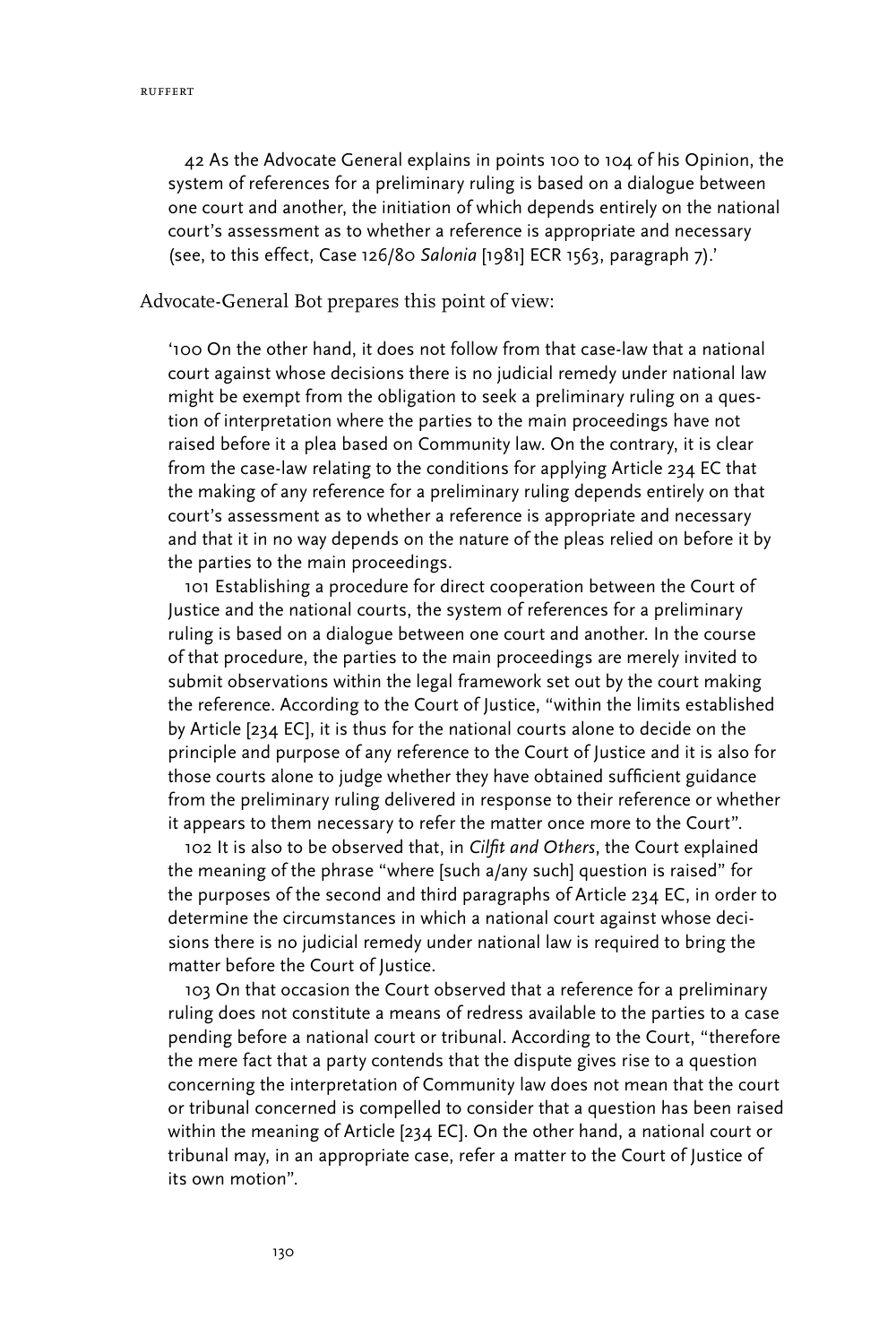42 As the Advocate General explains in points 100 to 104 of his Opinion, the system of references for a preliminary ruling is based on a dialogue between one court and another, the initiation of which depends entirely on the national court's assessment as to whether a reference is appropriate and necessary (see, to this effect, Case 126/80 *Salonia* [1981] ECR 1563, paragraph 7).'

Advocate-General Bot prepares this point of view:

> '100 On the other hand, it does not follow from that case-law that a national court against whose decisions there is no judicial remedy under national law might be exempt from the obligation to seek a preliminary ruling on a question of interpretation where the parties to the main proceedings have not raised before it a plea based on Community law. On the contrary, it is clear from the case-law relating to the conditions for applying Article 234 EC that the making of any reference for a preliminary ruling depends entirely on that court's assessment as to whether a reference is appropriate and necessary and that it in no way depends on the nature of the pleas relied on before it by the parties to the main proceedings.
>
> 101 Establishing a procedure for direct cooperation between the Court of Justice and the national courts, the system of references for a preliminary ruling is based on a dialogue between one court and another. In the course of that procedure, the parties to the main proceedings are merely invited to submit observations within the legal framework set out by the court making the reference. According to the Court of Justice, "within the limits established by Article [234 EC], it is thus for the national courts alone to decide on the principle and purpose of any reference to the Court of Justice and it is also for those courts alone to judge whether they have obtained sufficient guidance from the preliminary ruling delivered in response to their reference or whether it appears to them necessary to refer the matter once more to the Court".
>
> 102 It is also to be observed that, in *Cilfit and Others*, the Court explained the meaning of the phrase "where [such a/any such] question is raised" for the purposes of the second and third paragraphs of Article 234 EC, in order to determine the circumstances in which a national court against whose decisions there is no judicial remedy under national law is required to bring the matter before the Court of Justice.
>
> 103 On that occasion the Court observed that a reference for a preliminary ruling does not constitute a means of redress available to the parties to a case pending before a national court or tribunal. According to the Court, "therefore the mere fact that a party contends that the dispute gives rise to a question concerning the interpretation of Community law does not mean that the court or tribunal concerned is compelled to consider that a question has been raised within the meaning of Article [234 EC]. On the other hand, a national court or tribunal may, in an appropriate case, refer a matter to the Court of Justice of its own motion".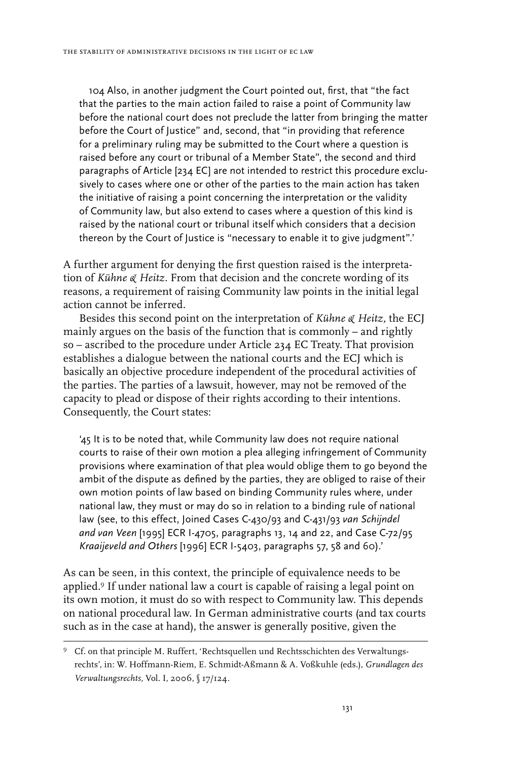> 104 Also, in another judgment the Court pointed out, first, that "the fact that the parties to the main action failed to raise a point of Community law before the national court does not preclude the latter from bringing the matter before the Court of Justice" and, second, that "in providing that reference for a preliminary ruling may be submitted to the Court where a question is raised before any court or tribunal of a Member State", the second and third paragraphs of Article [234 EC] are not intended to restrict this procedure exclusively to cases where one or other of the parties to the main action has taken the initiative of raising a point concerning the interpretation or the validity of Community law, but also extend to cases where a question of this kind is raised by the national court or tribunal itself which considers that a decision thereon by the Court of Justice is "necessary to enable it to give judgment".'

A further argument for denying the first question raised is the interpretation of *Kühne & Heitz*. From that decision and the concrete wording of its reasons, a requirement of raising Community law points in the initial legal action cannot be inferred.

Besides this second point on the interpretation of *Kühne & Heitz,* the ECJ mainly argues on the basis of the function that is commonly – and rightly so – ascribed to the procedure under Article 234 EC Treaty. That provision establishes a dialogue between the national courts and the ECJ which is basically an objective procedure independent of the procedural activities of the parties. The parties of a lawsuit, however, may not be removed of the capacity to plead or dispose of their rights according to their intentions. Consequently, the Court states:

> '45 It is to be noted that, while Community law does not require national courts to raise of their own motion a plea alleging infringement of Community provisions where examination of that plea would oblige them to go beyond the ambit of the dispute as defined by the parties, they are obliged to raise of their own motion points of law based on binding Community rules where, under national law, they must or may do so in relation to a binding rule of national law (see, to this effect, Joined Cases C-430/93 and C-431/93 *van Schijndel and van Veen* [1995] ECR I-4705, paragraphs 13, 14 and 22, and Case C-72/95 *Kraaijeveld and Others* [1996] ECR I-5403, paragraphs 57, 58 and 60).'

As can be seen, in this context, the principle of equivalence needs to be applied.[9] If under national law a court is capable of raising a legal point on its own motion, it must do so with respect to Community law. This depends on national procedural law. In German administrative courts (and tax courts such as in the case at hand), the answer is generally positive, given the

[9] Cf. on that principle M. Ruffert, 'Rechtsquellen und Rechtsschichten des Verwaltungsrechts', in: W. Hoffmann-Riem, E. Schmidt-Aßmann & A. Voßkuhle (eds.), *Grundlagen des Verwaltungsrechts,* Vol. I, 2006, § 17/124.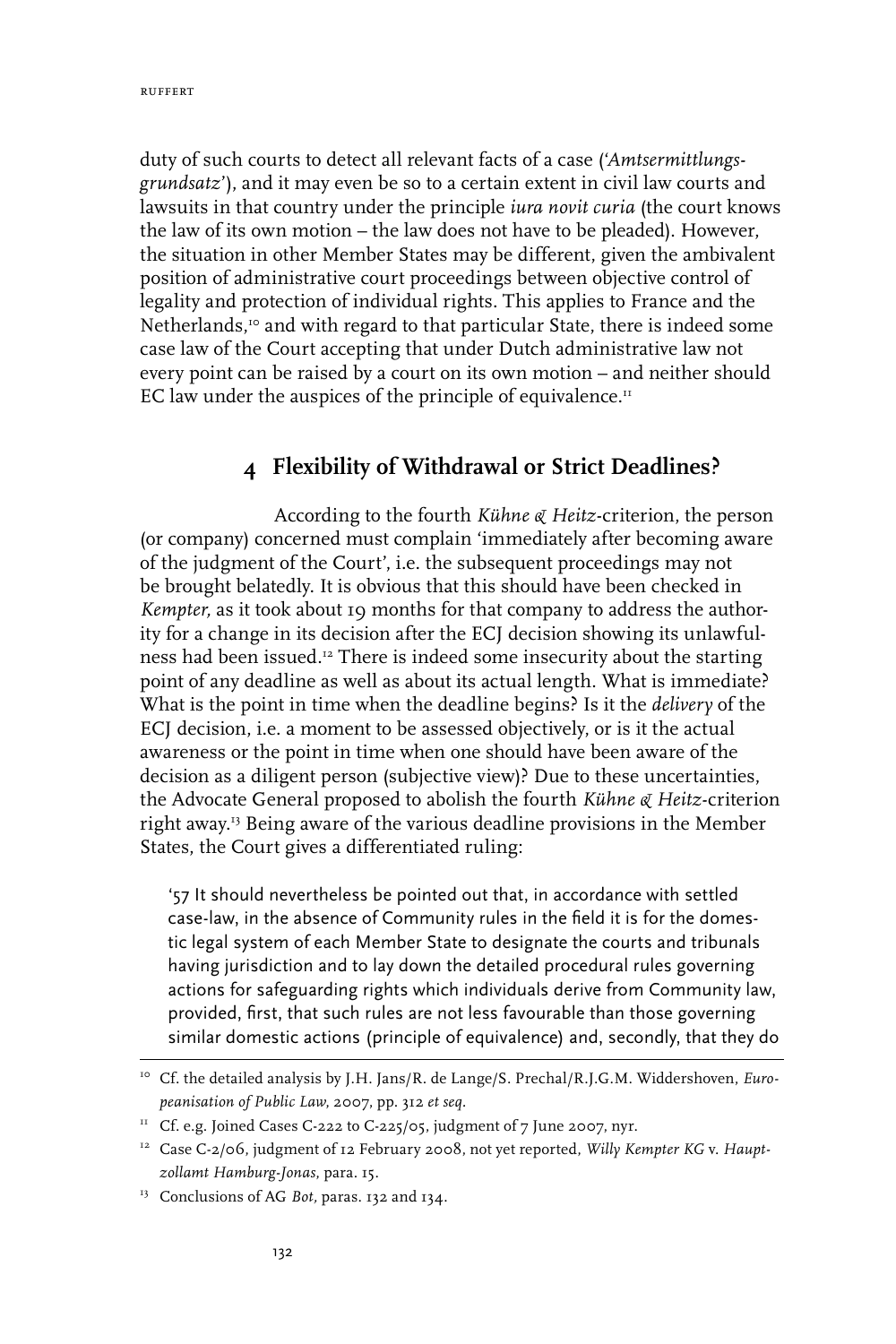duty of such courts to detect all relevant facts of a case (*'Amtsermittlungsgrundsatz'*), and it may even be so to a certain extent in civil law courts and lawsuits in that country under the principle *iura novit curia* (the court knows the law of its own motion – the law does not have to be pleaded). However, the situation in other Member States may be different, given the ambivalent position of administrative court proceedings between objective control of legality and protection of individual rights. This applies to France and the Netherlands,[10] and with regard to that particular State, there is indeed some case law of the Court accepting that under Dutch administrative law not every point can be raised by a court on its own motion – and neither should EC law under the auspices of the principle of equivalence.[11]

## 4 Flexibility of Withdrawal or Strict Deadlines?

According to the fourth *Kühne & Heitz*-criterion, the person (or company) concerned must complain 'immediately after becoming aware of the judgment of the Court', i.e. the subsequent proceedings may not be brought belatedly. It is obvious that this should have been checked in *Kempter,* as it took about 19 months for that company to address the authority for a change in its decision after the ECJ decision showing its unlawfulness had been issued.[12] There is indeed some insecurity about the starting point of any deadline as well as about its actual length. What is immediate? What is the point in time when the deadline begins? Is it the *delivery* of the ECJ decision, i.e. a moment to be assessed objectively, or is it the actual awareness or the point in time when one should have been aware of the decision as a diligent person (subjective view)? Due to these uncertainties, the Advocate General proposed to abolish the fourth *Kühne & Heitz*-criterion right away.[13] Being aware of the various deadline provisions in the Member States, the Court gives a differentiated ruling:

> '57 It should nevertheless be pointed out that, in accordance with settled case-law, in the absence of Community rules in the field it is for the domestic legal system of each Member State to designate the courts and tribunals having jurisdiction and to lay down the detailed procedural rules governing actions for safeguarding rights which individuals derive from Community law, provided, first, that such rules are not less favourable than those governing similar domestic actions (principle of equivalence) and, secondly, that they do

---

[10] Cf. the detailed analysis by J.H. Jans/R. de Lange/S. Prechal/R.J.G.M. Widdershoven, *Europeanisation of Public Law,* 2007, pp. 312 *et seq.*

[11] Cf. e.g. Joined Cases C-222 to C-225/05, judgment of 7 June 2007, nyr.

[12] Case C-2/06, judgment of 12 February 2008, not yet reported, *Willy Kempter KG* v. *Hauptzollamt Hamburg-Jonas,* para. 15.

[13] Conclusions of AG *Bot,* paras. 132 and 134.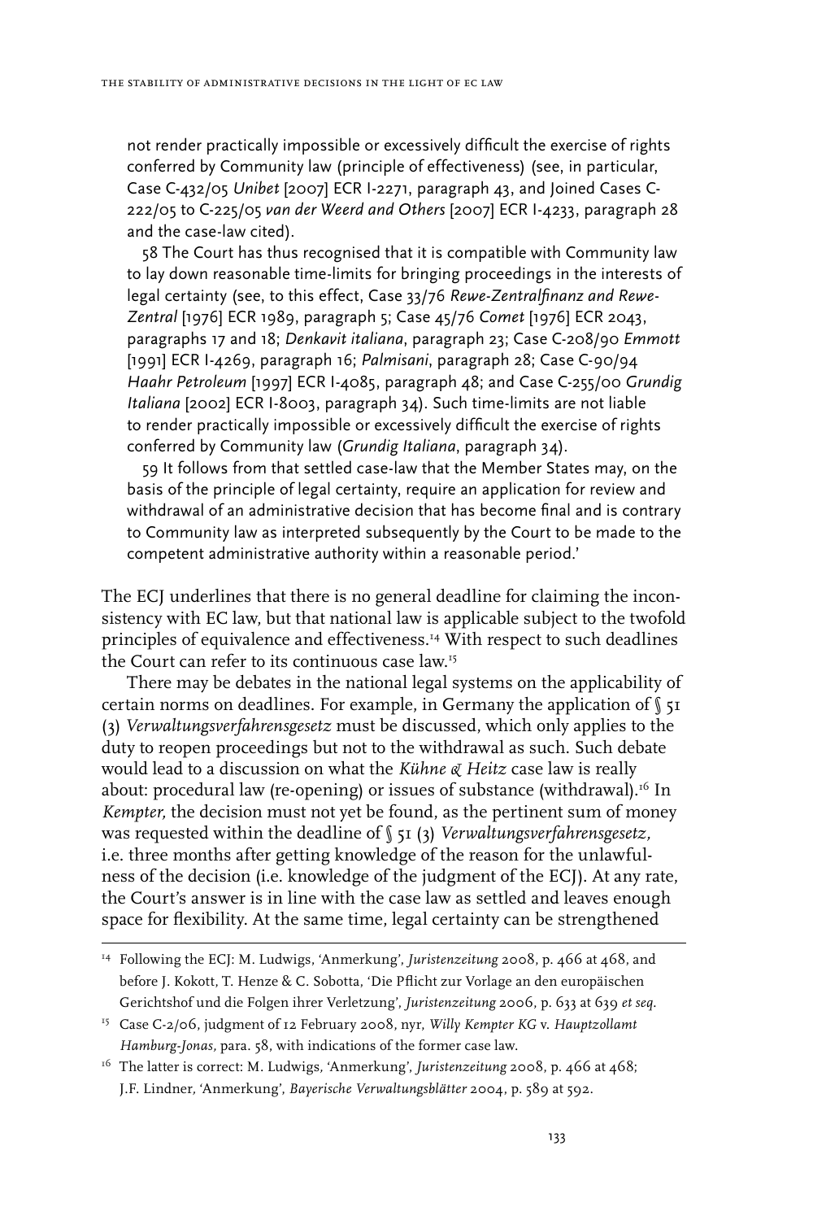> not render practically impossible or excessively difficult the exercise of rights conferred by Community law (principle of effectiveness) (see, in particular, Case C-432/05 *Unibet* [2007] ECR I-2271, paragraph 43, and Joined Cases C-222/05 to C-225/05 *van der Weerd and Others* [2007] ECR I-4233, paragraph 28 and the case-law cited).
>
> 58 The Court has thus recognised that it is compatible with Community law to lay down reasonable time-limits for bringing proceedings in the interests of legal certainty (see, to this effect, Case 33/76 *Rewe-Zentralfinanz and Rewe-Zentral* [1976] ECR 1989, paragraph 5; Case 45/76 *Comet* [1976] ECR 2043, paragraphs 17 and 18; *Denkavit italiana*, paragraph 23; Case C-208/90 *Emmott* [1991] ECR I-4269, paragraph 16; *Palmisani*, paragraph 28; Case C-90/94 *Haahr Petroleum* [1997] ECR I-4085, paragraph 48; and Case C-255/00 *Grundig Italiana* [2002] ECR I-8003, paragraph 34). Such time-limits are not liable to render practically impossible or excessively difficult the exercise of rights conferred by Community law (*Grundig Italiana*, paragraph 34).
>
> 59 It follows from that settled case-law that the Member States may, on the basis of the principle of legal certainty, require an application for review and withdrawal of an administrative decision that has become final and is contrary to Community law as interpreted subsequently by the Court to be made to the competent administrative authority within a reasonable period.'

The ECJ underlines that there is no general deadline for claiming the inconsistency with EC law, but that national law is applicable subject to the twofold principles of equivalence and effectiveness.[14] With respect to such deadlines the Court can refer to its continuous case law.[15]

There may be debates in the national legal systems on the applicability of certain norms on deadlines. For example, in Germany the application of § 51 (3) *Verwaltungsverfahrensgesetz* must be discussed, which only applies to the duty to reopen proceedings but not to the withdrawal as such. Such debate would lead to a discussion on what the *Kühne & Heitz* case law is really about: procedural law (re-opening) or issues of substance (withdrawal).[16] In *Kempter,* the decision must not yet be found, as the pertinent sum of money was requested within the deadline of § 51 (3) *Verwaltungsverfahrensgesetz,* i.e. three months after getting knowledge of the reason for the unlawfulness of the decision (i.e. knowledge of the judgment of the ECJ). At any rate, the Court's answer is in line with the case law as settled and leaves enough space for flexibility. At the same time, legal certainty can be strengthened

---

[14] Following the ECJ: M. Ludwigs, 'Anmerkung', *Juristenzeitung* 2008, p. 466 at 468, and before J. Kokott, T. Henze & C. Sobotta, 'Die Pflicht zur Vorlage an den europäischen Gerichtshof und die Folgen ihrer Verletzung', *Juristenzeitung* 2006, p. 633 at 639 *et seq.*

[15] Case C-2/06, judgment of 12 February 2008, nyr, *Willy Kempter KG* v. *Hauptzollamt Hamburg-Jonas,* para. 58, with indications of the former case law.

[16] The latter is correct: M. Ludwigs, 'Anmerkung', *Juristenzeitung* 2008, p. 466 at 468; J.F. Lindner, 'Anmerkung', *Bayerische Verwaltungsblätter* 2004, p. 589 at 592.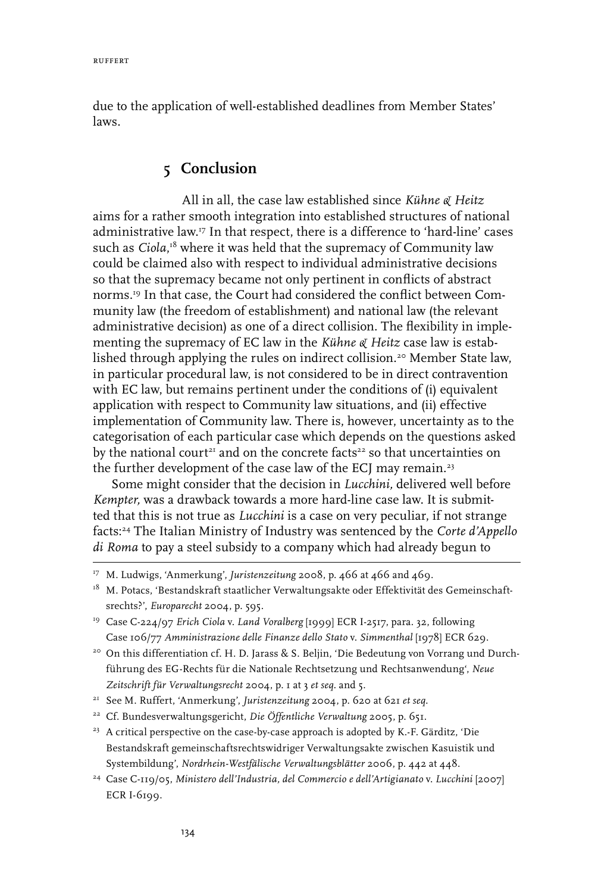due to the application of well-established deadlines from Member States' laws.

## 5 Conclusion

All in all, the case law established since *Kühne & Heitz* aims for a rather smooth integration into established structures of national administrative law.[17] In that respect, there is a difference to 'hard-line' cases such as *Ciola*,[18] where it was held that the supremacy of Community law could be claimed also with respect to individual administrative decisions so that the supremacy became not only pertinent in conflicts of abstract norms.[19] In that case, the Court had considered the conflict between Community law (the freedom of establishment) and national law (the relevant administrative decision) as one of a direct collision. The flexibility in implementing the supremacy of EC law in the *Kühne & Heitz* case law is established through applying the rules on indirect collision.[20] Member State law, in particular procedural law, is not considered to be in direct contravention with EC law, but remains pertinent under the conditions of (i) equivalent application with respect to Community law situations, and (ii) effective implementation of Community law. There is, however, uncertainty as to the categorisation of each particular case which depends on the questions asked by the national court[21] and on the concrete facts[22] so that uncertainties on the further development of the case law of the ECJ may remain.[23]

Some might consider that the decision in *Lucchini,* delivered well before *Kempter,* was a drawback towards a more hard-line case law. It is submitted that this is not true as *Lucchini* is a case on very peculiar, if not strange facts:[24] The Italian Ministry of Industry was sentenced by the *Corte d'Appello di Roma* to pay a steel subsidy to a company which had already begun to

---

[17] M. Ludwigs, 'Anmerkung', *Juristenzeitung* 2008, p. 466 at 466 and 469.

[18] M. Potacs, 'Bestandskraft staatlicher Verwaltungsakte oder Effektivität des Gemeinschaftsrechts?', *Europarecht* 2004, p. 595.

[19] Case C-224/97 *Erich Ciola* v. *Land Voralberg* [1999] ECR I-2517, para. 32, following Case 106/77 *Amministrazione delle Finanze dello Stato* v. *Simmenthal* [1978] ECR 629.

[20] On this differentiation cf. H. D. Jarass & S. Beljin, 'Die Bedeutung von Vorrang und Durchführung des EG-Rechts für die Nationale Rechtsetzung und Rechtsanwendung', *Neue Zeitschrift für Verwaltungsrecht* 2004, p. 1 at 3 *et seq.* and 5.

[21] See M. Ruffert, 'Anmerkung', *Juristenzeitung* 2004, p. 620 at 621 *et seq.*

[22] Cf. Bundesverwaltungsgericht, *Die Öffentliche Verwaltung* 2005, p. 651.

[23] A critical perspective on the case-by-case approach is adopted by K.-F. Gärditz, 'Die Bestandskraft gemeinschaftsrechtswidriger Verwaltungsakte zwischen Kasuistik und Systembildung', *Nordrhein-Westfälische Verwaltungsblätter* 2006, p. 442 at 448.

[24] Case C-119/05, *Ministero dell'Industria, del Commercio e dell'Artigianato* v. *Lucchini* [2007] ECR I-6199.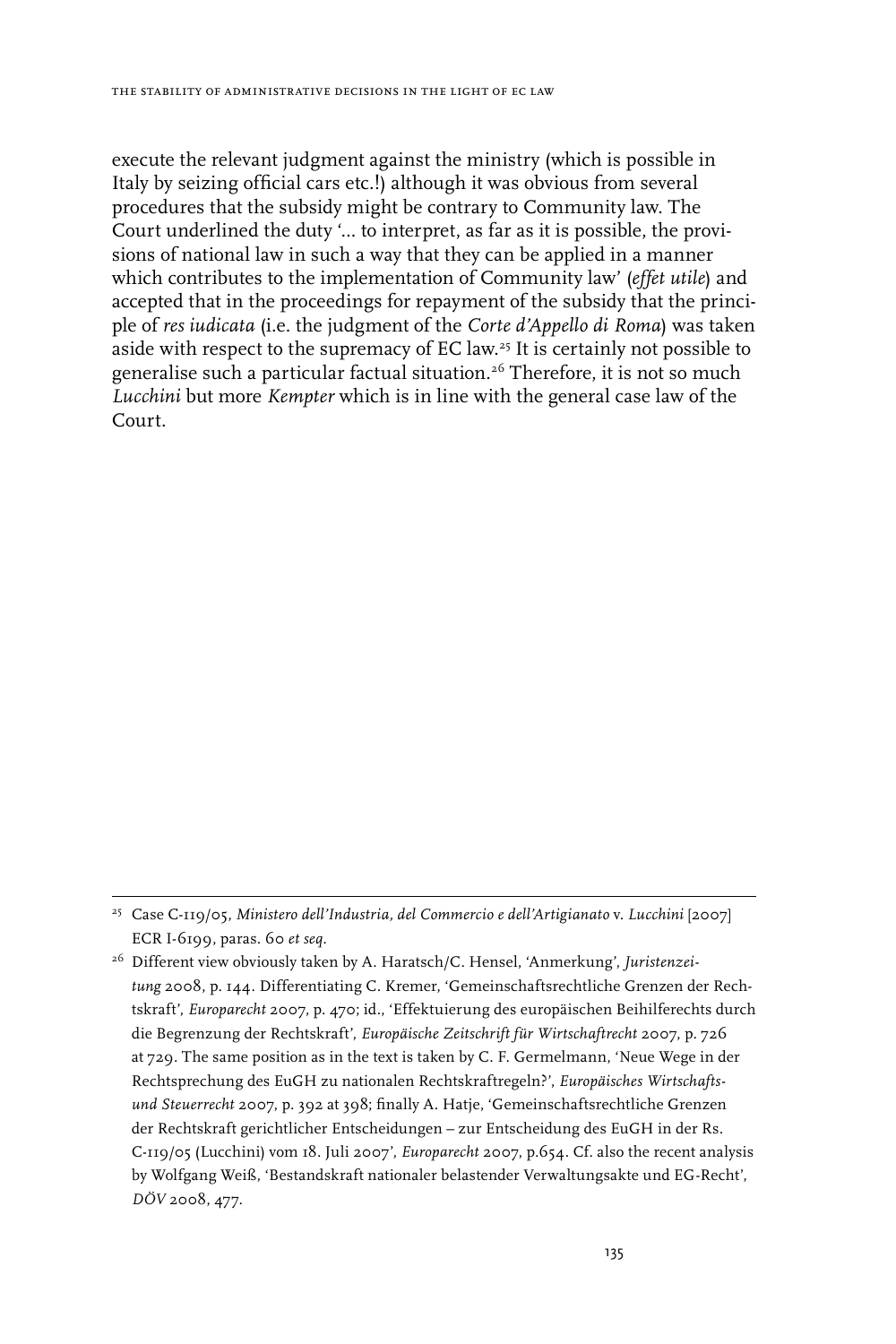execute the relevant judgment against the ministry (which is possible in Italy by seizing official cars etc.!) although it was obvious from several procedures that the subsidy might be contrary to Community law. The Court underlined the duty '... to interpret, as far as it is possible, the provisions of national law in such a way that they can be applied in a manner which contributes to the implementation of Community law' (*effet utile*) and accepted that in the proceedings for repayment of the subsidy that the principle of *res iudicata* (i.e. the judgment of the *Corte d'Appello di Roma*) was taken aside with respect to the supremacy of EC law.[25] It is certainly not possible to generalise such a particular factual situation.[26] Therefore, it is not so much *Lucchini* but more *Kempter* which is in line with the general case law of the Court.

---

[25] Case C-119/05, *Ministero dell'Industria, del Commercio e dell'Artigianato* v. *Lucchini* [2007] ECR I-6199, paras. 60 *et seq.*

[26] Different view obviously taken by A. Haratsch/C. Hensel, 'Anmerkung', *Juristenzeitung* 2008, p. 144. Differentiating C. Kremer, 'Gemeinschaftsrechtliche Grenzen der Rechtskraft', *Europarecht* 2007, p. 470; id., 'Effektuierung des europäischen Beihilferechts durch die Begrenzung der Rechtskraft', *Europäische Zeitschrift für Wirtschaftrecht* 2007, p. 726 at 729. The same position as in the text is taken by C. F. Germelmann, 'Neue Wege in der Rechtsprechung des EuGH zu nationalen Rechtskraftregeln?', *Europäisches Wirtschafts- und Steuerrecht* 2007, p. 392 at 398; finally A. Hatje, 'Gemeinschaftsrechtliche Grenzen der Rechtskraft gerichtlicher Entscheidungen – zur Entscheidung des EuGH in der Rs. C-119/05 (Lucchini) vom 18. Juli 2007', *Europarecht* 2007, p.654. Cf. also the recent analysis by Wolfgang Weiß, 'Bestandskraft nationaler belastender Verwaltungsakte und EG-Recht', *DÖV* 2008, 477.